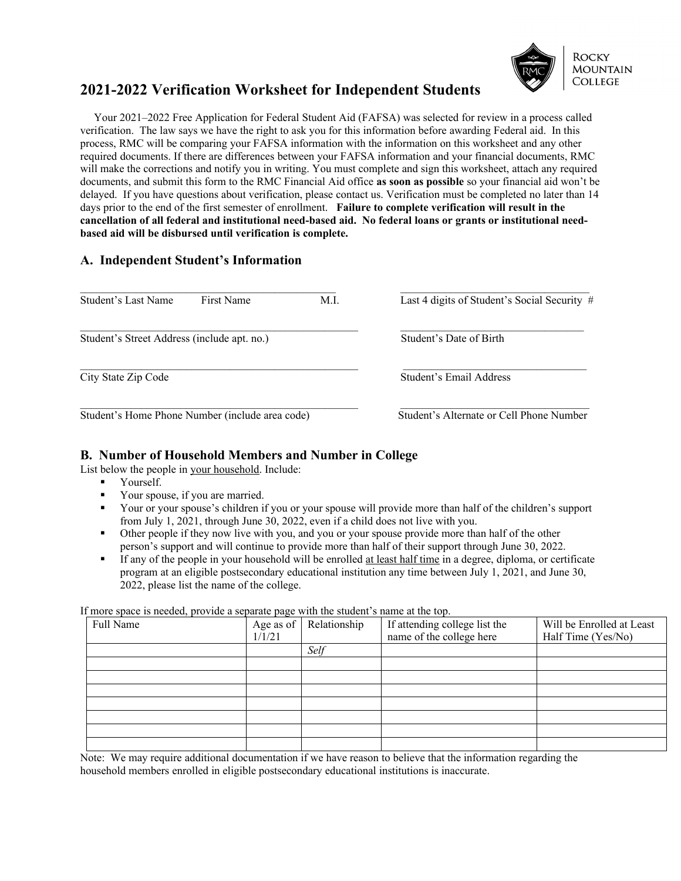Rocky Mountain College

# 2021-2022 Verification Worksheet for Independent Students

Your 2021–2022 Free Application for Federal Student Aid (FAFSA) was selected for review in a process called verification. The law says we have the right to ask you for this information before awarding Federal aid. In this process, RMC will be comparing your FAFSA information with the information on this worksheet and any other required documents. If there are differences between your FAFSA information and your financial documents, RMC will make the corrections and notify you in writing. You must complete and sign this worksheet, attach any required documents, and submit this form to the RMC Financial Aid office **as soon as possible** so your financial aid won't be delayed. If you have questions about verification, please contact us. Verification must be completed no later than 14 days prior to the end of the first semester of enrollment. **Failure to complete verification will result in the cancellation of all federal and institutional need-based aid. No federal loans or grants or institutional need-based aid will be disbursed until verification is complete.**

## A. Independent Student's Information

_____________________________________________
Student's Last Name First Name M.I.

_____________________________________________
Last 4 digits of Student's Social Security #

_____________________________________________
Student's Street Address (include apt. no.)

_____________________________________________
Student's Date of Birth

_____________________________________________
City State Zip Code

_____________________________________________
Student's Email Address

_____________________________________________
Student's Home Phone Number (include area code)

_____________________________________________
Student's Alternate or Cell Phone Number

## B. Number of Household Members and Number in College

List below the people in your household. Include:

- Yourself.
- Your spouse, if you are married.
- Your or your spouse's children if you or your spouse will provide more than half of the children's support from July 1, 2021, through June 30, 2022, even if a child does not live with you.
- Other people if they now live with you, and you or your spouse provide more than half of the other person's support and will continue to provide more than half of their support through June 30, 2022.
- If any of the people in your household will be enrolled at least half time in a degree, diploma, or certificate program at an eligible postsecondary educational institution any time between July 1, 2021, and June 30, 2022, please list the name of the college.

If more space is needed, provide a separate page with the student's name at the top.

| Full Name | Age as of 1/1/21 | Relationship | If attending college list the name of the college here | Will be Enrolled at Least Half Time (Yes/No) |
|---|---|---|---|---|
| | | *Self* | | |
| | | | | |
| | | | | |
| | | | | |
| | | | | |
| | | | | |
| | | | | |
| | | | | |

Note: We may require additional documentation if we have reason to believe that the information regarding the household members enrolled in eligible postsecondary educational institutions is inaccurate.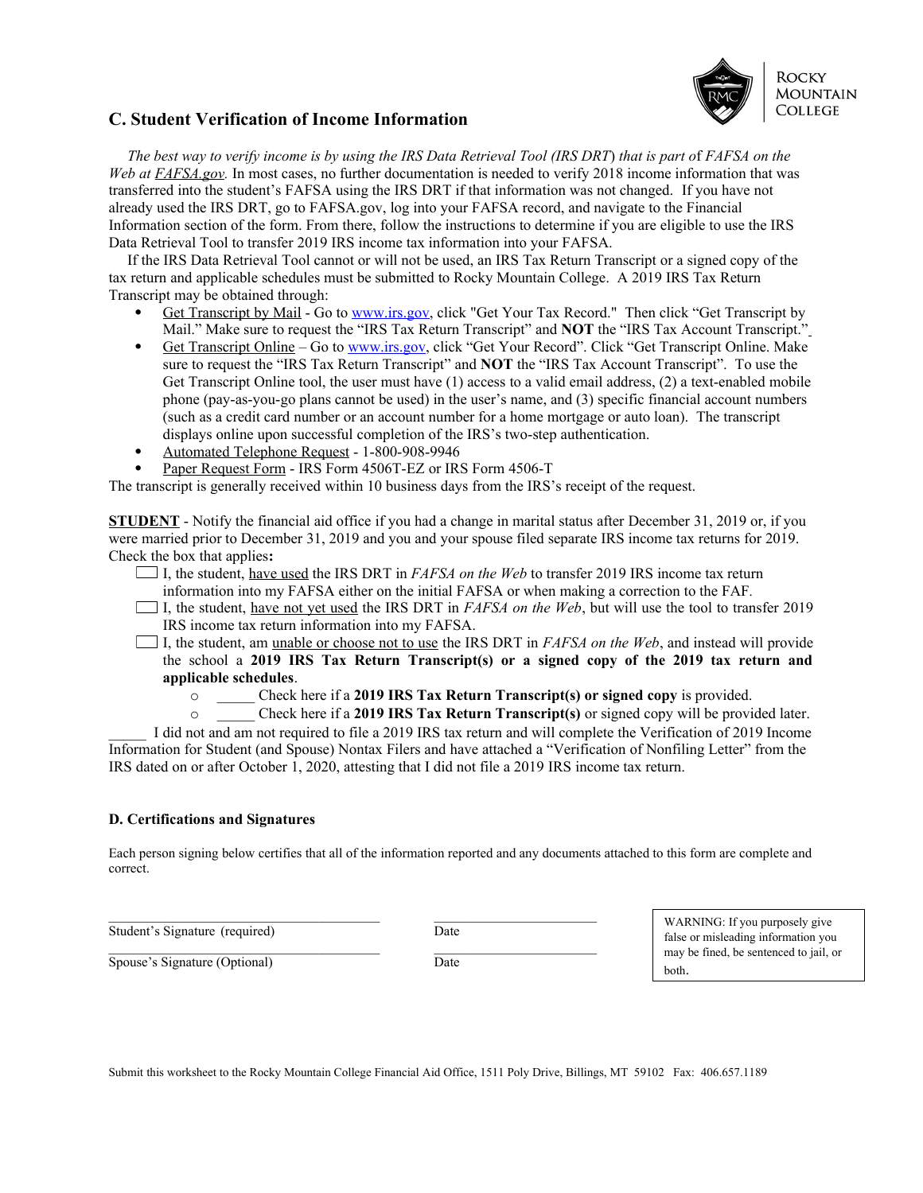## C. Student Verification of Income Information

*The best way to verify income is by using the IRS Data Retrieval Tool (IRS DRT) that is part of FAFSA on the Web at FAFSA.gov.* In most cases, no further documentation is needed to verify 2018 income information that was transferred into the student's FAFSA using the IRS DRT if that information was not changed. If you have not already used the IRS DRT, go to FAFSA.gov, log into your FAFSA record, and navigate to the Financial Information section of the form. From there, follow the instructions to determine if you are eligible to use the IRS Data Retrieval Tool to transfer 2019 IRS income tax information into your FAFSA.

If the IRS Data Retrieval Tool cannot or will not be used, an IRS Tax Return Transcript or a signed copy of the tax return and applicable schedules must be submitted to Rocky Mountain College. A 2019 IRS Tax Return Transcript may be obtained through:

- Get Transcript by Mail - Go to www.irs.gov, click "Get Your Tax Record." Then click "Get Transcript by Mail." Make sure to request the "IRS Tax Return Transcript" and **NOT** the "IRS Tax Account Transcript."
- Get Transcript Online – Go to www.irs.gov, click "Get Your Record". Click "Get Transcript Online. Make sure to request the "IRS Tax Return Transcript" and **NOT** the "IRS Tax Account Transcript". To use the Get Transcript Online tool, the user must have (1) access to a valid email address, (2) a text-enabled mobile phone (pay-as-you-go plans cannot be used) in the user's name, and (3) specific financial account numbers (such as a credit card number or an account number for a home mortgage or auto loan). The transcript displays online upon successful completion of the IRS's two-step authentication.
- Automated Telephone Request - 1-800-908-9946
- Paper Request Form - IRS Form 4506T-EZ or IRS Form 4506-T

The transcript is generally received within 10 business days from the IRS's receipt of the request.

**STUDENT** - Notify the financial aid office if you had a change in marital status after December 31, 2019 or, if you were married prior to December 31, 2019 and you and your spouse filed separate IRS income tax returns for 2019. Check the box that applies**:**

- ☐ I, the student, have used the IRS DRT in *FAFSA on the Web* to transfer 2019 IRS income tax return information into my FAFSA either on the initial FAFSA or when making a correction to the FAF.
- ☐ I, the student, have not yet used the IRS DRT in *FAFSA on the Web*, but will use the tool to transfer 2019 IRS income tax return information into my FAFSA.
- ☐ I, the student, am unable or choose not to use the IRS DRT in *FAFSA on the Web*, and instead will provide the school a **2019 IRS Tax Return Transcript(s) or a signed copy of the 2019 tax return and applicable schedules**.
  - _____ Check here if a **2019 IRS Tax Return Transcript(s) or signed copy** is provided.
  - _____ Check here if a **2019 IRS Tax Return Transcript(s)** or signed copy will be provided later.

_____ I did not and am not required to file a 2019 IRS tax return and will complete the Verification of 2019 Income Information for Student (and Spouse) Nontax Filers and have attached a "Verification of Nonfiling Letter" from the IRS dated on or after October 1, 2020, attesting that I did not file a 2019 IRS income tax return.

### D. Certifications and Signatures

Each person signing below certifies that all of the information reported and any documents attached to this form are complete and correct.

_______________________________ _______________________
Student's Signature (required) Date

_______________________________ _______________________
Spouse's Signature (Optional) Date

WARNING: If you purposely give false or misleading information you may be fined, be sentenced to jail, or both.

Submit this worksheet to the Rocky Mountain College Financial Aid Office, 1511 Poly Drive, Billings, MT 59102 Fax: 406.657.1189